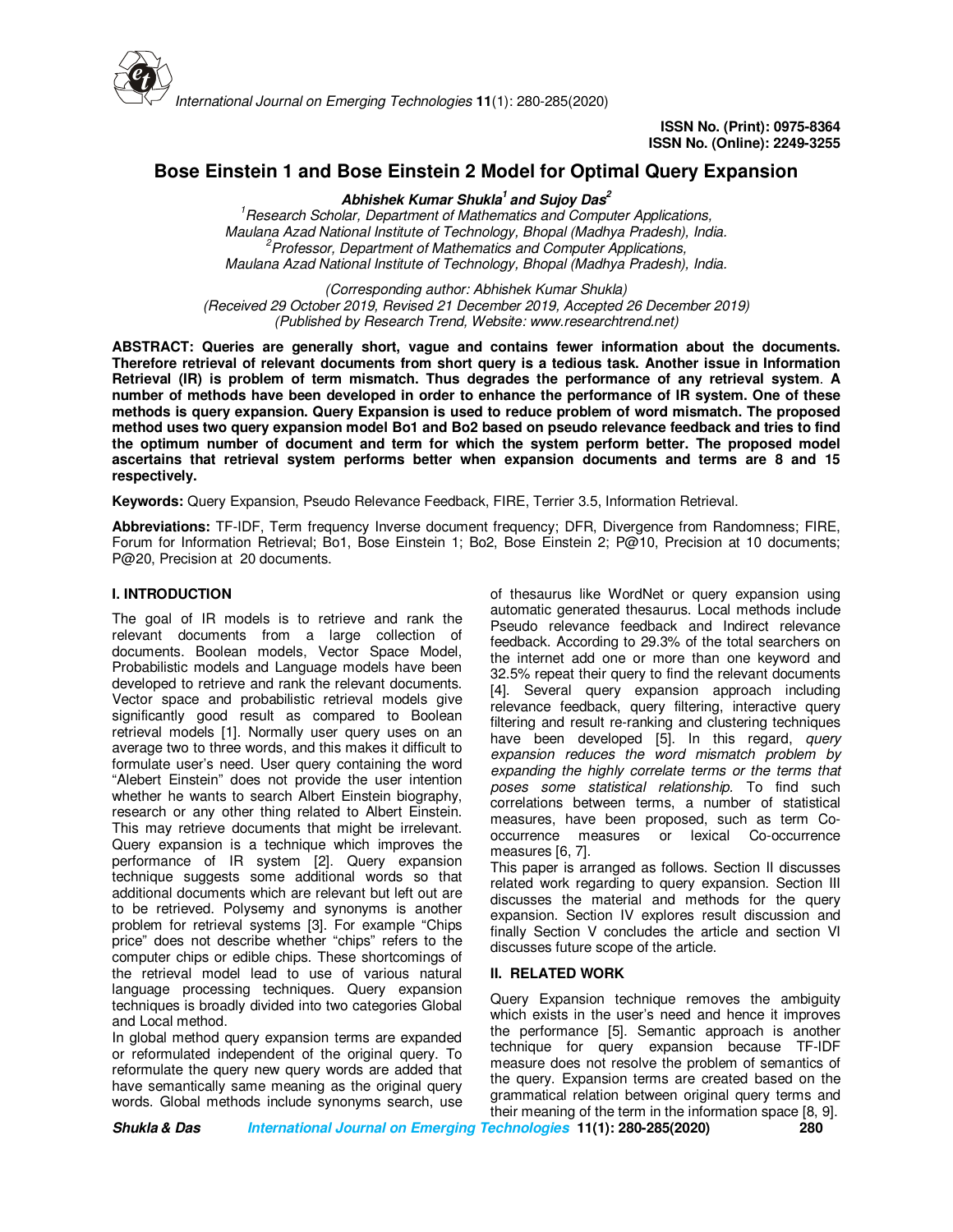ISSN No. (Print): 0975-8364
ISSN No. (Online): 2249-3255

# Bose Einstein 1 and Bose Einstein 2 Model for Optimal Query Expansion

***Abhishek Kumar Shukla[1] and Sujoy Das[2]***

*[1]Research Scholar, Department of Mathematics and Computer Applications, Maulana Azad National Institute of Technology, Bhopal (Madhya Pradesh), India.*
*[2]Professor, Department of Mathematics and Computer Applications, Maulana Azad National Institute of Technology, Bhopal (Madhya Pradesh), India.*

*(Corresponding author: Abhishek Kumar Shukla)*
*(Received 29 October 2019, Revised 21 December 2019, Accepted 26 December 2019)*
*(Published by Research Trend, Website: www.researchtrend.net)*

**ABSTRACT: Queries are generally short, vague and contains fewer information about the documents. Therefore retrieval of relevant documents from short query is a tedious task. Another issue in Information Retrieval (IR) is problem of term mismatch. Thus degrades the performance of any retrieval system. A number of methods have been developed in order to enhance the performance of IR system. One of these methods is query expansion. Query Expansion is used to reduce problem of word mismatch. The proposed method uses two query expansion model Bo1 and Bo2 based on pseudo relevance feedback and tries to find the optimum number of document and term for which the system perform better. The proposed model ascertains that retrieval system performs better when expansion documents and terms are 8 and 15 respectively.**

**Keywords:** Query Expansion, Pseudo Relevance Feedback, FIRE, Terrier 3.5, Information Retrieval.

**Abbreviations:** TF-IDF, Term frequency Inverse document frequency; DFR, Divergence from Randomness; FIRE, Forum for Information Retrieval; Bo1, Bose Einstein 1; Bo2, Bose Einstein 2; P@10, Precision at 10 documents; P@20, Precision at 20 documents.

## I. INTRODUCTION

The goal of IR models is to retrieve and rank the relevant documents from a large collection of documents. Boolean models, Vector Space Model, Probabilistic models and Language models have been developed to retrieve and rank the relevant documents. Vector space and probabilistic retrieval models give significantly good result as compared to Boolean retrieval models [1]. Normally user query uses on an average two to three words, and this makes it difficult to formulate user's need. User query containing the word "Alebert Einstein" does not provide the user intention whether he wants to search Albert Einstein biography, research or any other thing related to Albert Einstein. This may retrieve documents that might be irrelevant. Query expansion is a technique which improves the performance of IR system [2]. Query expansion technique suggests some additional words so that additional documents which are relevant but left out are to be retrieved. Polysemy and synonyms is another problem for retrieval systems [3]. For example "Chips price" does not describe whether "chips" refers to the computer chips or edible chips. These shortcomings of the retrieval model lead to use of various natural language processing techniques. Query expansion techniques is broadly divided into two categories Global and Local method.

In global method query expansion terms are expanded or reformulated independent of the original query. To reformulate the query new query words are added that have semantically same meaning as the original query words. Global methods include synonyms search, use of thesaurus like WordNet or query expansion using automatic generated thesaurus. Local methods include Pseudo relevance feedback and Indirect relevance feedback. According to 29.3% of the total searchers on the internet add one or more than one keyword and 32.5% repeat their query to find the relevant documents [4]. Several query expansion approach including relevance feedback, query filtering, interactive query filtering and result re-ranking and clustering techniques have been developed [5]. In this regard, *query expansion reduces the word mismatch problem by expanding the highly correlate terms or the terms that poses some statistical relationship.* To find such correlations between terms, a number of statistical measures, have been proposed, such as term Co-occurrence measures or lexical Co-occurrence measures [6, 7].

This paper is arranged as follows. Section II discusses related work regarding to query expansion. Section III discusses the material and methods for the query expansion. Section IV explores result discussion and finally Section V concludes the article and section VI discusses future scope of the article.

## II. RELATED WORK

Query Expansion technique removes the ambiguity which exists in the user's need and hence it improves the performance [5]. Semantic approach is another technique for query expansion because TF-IDF measure does not resolve the problem of semantics of the query. Expansion terms are created based on the grammatical relation between original query terms and their meaning of the term in the information space [8, 9].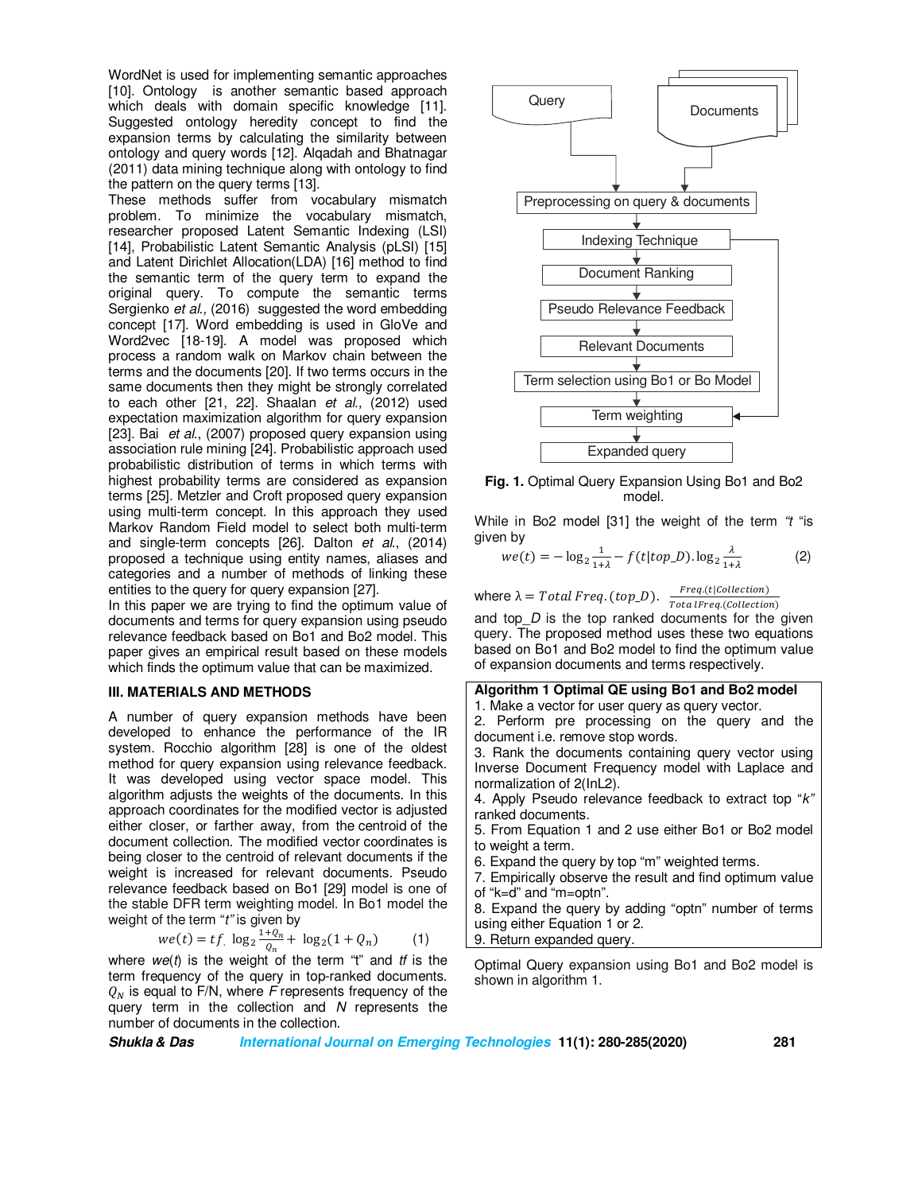WordNet is used for implementing semantic approaches [10]. Ontology is another semantic based approach which deals with domain specific knowledge [11]. Suggested ontology heredity concept to find the expansion terms by calculating the similarity between ontology and query words [12]. Alqadah and Bhatnagar (2011) data mining technique along with ontology to find the pattern on the query terms [13].

These methods suffer from vocabulary mismatch problem. To minimize the vocabulary mismatch, researcher proposed Latent Semantic Indexing (LSI) [14], Probabilistic Latent Semantic Analysis (pLSI) [15] and Latent Dirichlet Allocation(LDA) [16] method to find the semantic term of the query term to expand the original query. To compute the semantic terms Sergienko *et al.,* (2016) suggested the word embedding concept [17]. Word embedding is used in GloVe and Word2vec [18-19]. A model was proposed which process a random walk on Markov chain between the terms and the documents [20]. If two terms occurs in the same documents then they might be strongly correlated to each other [21, 22]. Shaalan *et al.,* (2012) used expectation maximization algorithm for query expansion [23]. Bai *et al.*, (2007) proposed query expansion using association rule mining [24]. Probabilistic approach used probabilistic distribution of terms in which terms with highest probability terms are considered as expansion terms [25]. Metzler and Croft proposed query expansion using multi-term concept. In this approach they used Markov Random Field model to select both multi-term and single-term concepts [26]. Dalton *et al.*, (2014) proposed a technique using entity names, aliases and categories and a number of methods of linking these entities to the query for query expansion [27].

In this paper we are trying to find the optimum value of documents and terms for query expansion using pseudo relevance feedback based on Bo1 and Bo2 model. This paper gives an empirical result based on these models which finds the optimum value that can be maximized.

## III. MATERIALS AND METHODS

A number of query expansion methods have been developed to enhance the performance of the IR system. Rocchio algorithm [28] is one of the oldest method for query expansion using relevance feedback. It was developed using vector space model. This algorithm adjusts the weights of the documents. In this approach coordinates for the modified vector is adjusted either closer, or farther away, from the centroid of the document collection. The modified vector coordinates is being closer to the centroid of relevant documents if the weight is increased for relevant documents. Pseudo relevance feedback based on Bo1 [29] model is one of the stable DFR term weighting model. In Bo1 model the weight of the term "*t*" is given by

$$we(t) = tf.\ \log_2 \frac{1+Q_n}{Q_n} + \log_2(1+Q_n) \qquad (1)$$

where *we*(*t*) is the weight of the term "t" and *tf* is the term frequency of the query in top-ranked documents. $Q_N$ is equal to F/N, where *F* represents frequency of the query term in the collection and *N* represents the number of documents in the collection.

Query → Documents → Preprocessing on query & documents → Indexing Technique → Document Ranking → Pseudo Relevance Feedback → Relevant Documents → Term selection using Bo1 or Bo Model → Term weighting → Expanded query

**Fig. 1.** Optimal Query Expansion Using Bo1 and Bo2 model.

While in Bo2 model [31] the weight of the term "*t* "is given by

$$we(t) = -\log_2 \frac{1}{1+\lambda} - f(t|top\_D).\log_2 \frac{\lambda}{1+\lambda} \qquad (2)$$

where $\lambda = Total\ Freq.(top\_D).\ \frac{Freq.(t|Collection)}{TotalFreq.(Collection)}$

and top_*D* is the top ranked documents for the given query. The proposed method uses these two equations based on Bo1 and Bo2 model to find the optimum value of expansion documents and terms respectively.

**Algorithm 1 Optimal QE using Bo1 and Bo2 model**

1. Make a vector for user query as query vector.
2. Perform pre processing on the query and the document i.e. remove stop words.
3. Rank the documents containing query vector using Inverse Document Frequency model with Laplace and normalization of 2(InL2).
4. Apply Pseudo relevance feedback to extract top "*k*" ranked documents.
5. From Equation 1 and 2 use either Bo1 or Bo2 model to weight a term.
6. Expand the query by top "m" weighted terms.
7. Empirically observe the result and find optimum value of "k=d" and "m=optn".
8. Expand the query by adding "optn" number of terms using either Equation 1 or 2.
9. Return expanded query.

Optimal Query expansion using Bo1 and Bo2 model is shown in algorithm 1.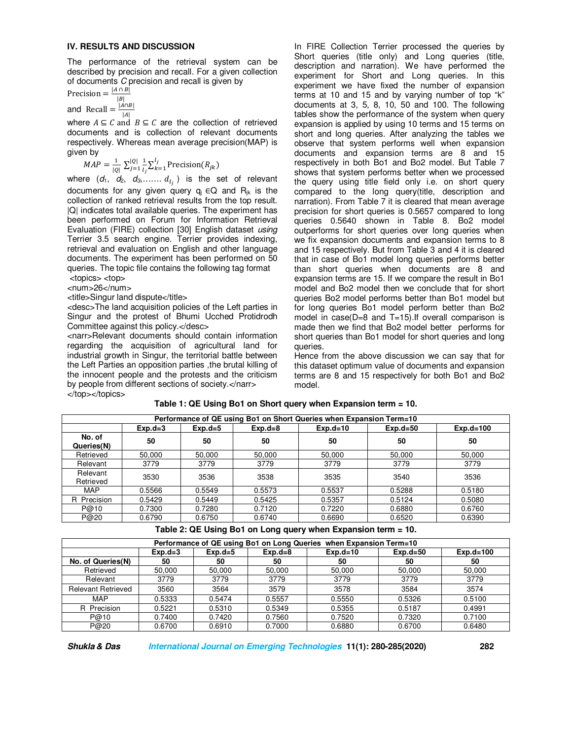## IV. RESULTS AND DISCUSSION

The performance of the retrieval system can be described by precision and recall. For a given collection of documents $C$ precision and recall is given by

$$\text{Precision} = \frac{|A \cap B|}{|B|}$$

and $$\text{Recall} = \frac{|A \cap B|}{|A|}$$

where $A \subseteq C$ and $B \subseteq C$ are the collection of retrieved documents and is collection of relevant documents respectively. Whereas mean average precision(MAP) is given by

$$MAP = \frac{1}{|Q|} \sum_{j=1}^{|Q|} \frac{1}{l_j} \sum_{k=1}^{l_j} \text{Precision}(R_{jk})$$

where ($d_1$, $d_2$, $d_3$,…….. $d_{l_j}$ ) is the set of relevant documents for any given query $q_j \in Q$ and $R_{jk}$ is the collection of ranked retrieval results from the top result. |Q| indicates total available queries. The experiment has been performed on Forum for Information Retrieval Evaluation (FIRE) collection [30] English dataset *using* Terrier 3.5 search engine. Terrier provides indexing, retrieval and evaluation on English and other language documents. The experiment has been performed on 50 queries. The topic file contains the following tag format

```
<topics> <top>
<num>26</num>
<title>Singur land dispute</title>
<desc>The land acquisition policies of the Left parties in Singur and the protest of Bhumi Ucched Protidrodh Committee against this policy.</desc>
<narr>Relevant documents should contain information regarding the acquisition of agricultural land for industrial growth in Singur, the territorial battle between the Left Parties an opposition parties ,the brutal killing of the innocent people and the protests and the criticism by people from different sections of society.</narr>
</top></topics>
```

In FIRE Collection Terrier processed the queries by Short queries (title only) and Long queries (title, description and narration). We have performed the experiment for Short and Long queries. In this experiment we have fixed the number of expansion terms at 10 and 15 and by varying number of top "k" documents at 3, 5, 8, 10, 50 and 100. The following tables show the performance of the system when query expansion is applied by using 10 terms and 15 terms on short and long queries. After analyzing the tables we observe that system performs well when expansion documents and expansion terms are 8 and 15 respectively in both Bo1 and Bo2 model. But Table 7 shows that system performs better when we processed the query using title field only i.e. on short query compared to the long query(title, description and narration). From Table 7 it is cleared that mean average precision for short queries is 0.5657 compared to long queries 0.5640 shown in Table 8. Bo2 model outperforms for short queries over long queries when we fix expansion documents and expansion terms to 8 and 15 respectively. But from Table 3 and 4 it is cleared that in case of Bo1 model long queries performs better than short queries when documents are 8 and expansion terms are 15. If we compare the result in Bo1 model and Bo2 model then we conclude that for short queries Bo2 model performs better than Bo1 model but for long queries Bo1 model perform better than Bo2 model in case(D=8 and T=15).If overall comparison is made then we find that Bo2 model better performs for short queries than Bo1 model for short queries and long queries.

Hence from the above discussion we can say that for this dataset optimum value of documents and expansion terms are 8 and 15 respectively for both Bo1 and Bo2 model.

**Table 1: QE Using Bo1 on Short query when Expansion term = 10.**

| Performance of QE using Bo1 on Short Queries when Expansion Term=10 | | | | | | |
|---|---|---|---|---|---|---|
| | Exp.d=3 | Exp.d=5 | Exp.d=8 | Exp.d=10 | Exp.d=50 | Exp.d=100 |
| No. of Queries(N) | 50 | 50 | 50 | 50 | 50 | 50 |
| Retrieved | 50,000 | 50,000 | 50,000 | 50,000 | 50,000 | 50,000 |
| Relevant | 3779 | 3779 | 3779 | 3779 | 3779 | 3779 |
| Relevant Retrieved | 3530 | 3536 | 3538 | 3535 | 3540 | 3536 |
| MAP | 0.5566 | 0.5549 | 0.5573 | 0.5537 | 0.5288 | 0.5180 |
| R Precision | 0.5429 | 0.5449 | 0.5425 | 0.5357 | 0.5124 | 0.5080 |
| P@10 | 0.7300 | 0.7280 | 0.7120 | 0.7220 | 0.6880 | 0.6760 |
| P@20 | 0.6790 | 0.6750 | 0.6740 | 0.6690 | 0.6520 | 0.6390 |

**Table 2: QE Using Bo1 on Long query when Expansion term = 10.**

| Performance of QE using Bo1 on Long Queries when Expansion Term=10 | | | | | | |
|---|---|---|---|---|---|---|
| | Exp.d=3 | Exp.d=5 | Exp.d=8 | Exp.d=10 | Exp.d=50 | Exp.d=100 |
| No. of Queries(N) | 50 | 50 | 50 | 50 | 50 | 50 |
| Retrieved | 50,000 | 50,000 | 50,000 | 50,000 | 50,000 | 50,000 |
| Relevant | 3779 | 3779 | 3779 | 3779 | 3779 | 3779 |
| Relevant Retrieved | 3560 | 3564 | 3579 | 3578 | 3584 | 3574 |
| MAP | 0.5333 | 0.5474 | 0.5557 | 0.5550 | 0.5326 | 0.5100 |
| R Precision | 0.5221 | 0.5310 | 0.5349 | 0.5355 | 0.5187 | 0.4991 |
| P@10 | 0.7400 | 0.7420 | 0.7560 | 0.7520 | 0.7320 | 0.7100 |
| P@20 | 0.6700 | 0.6910 | 0.7000 | 0.6880 | 0.6700 | 0.6480 |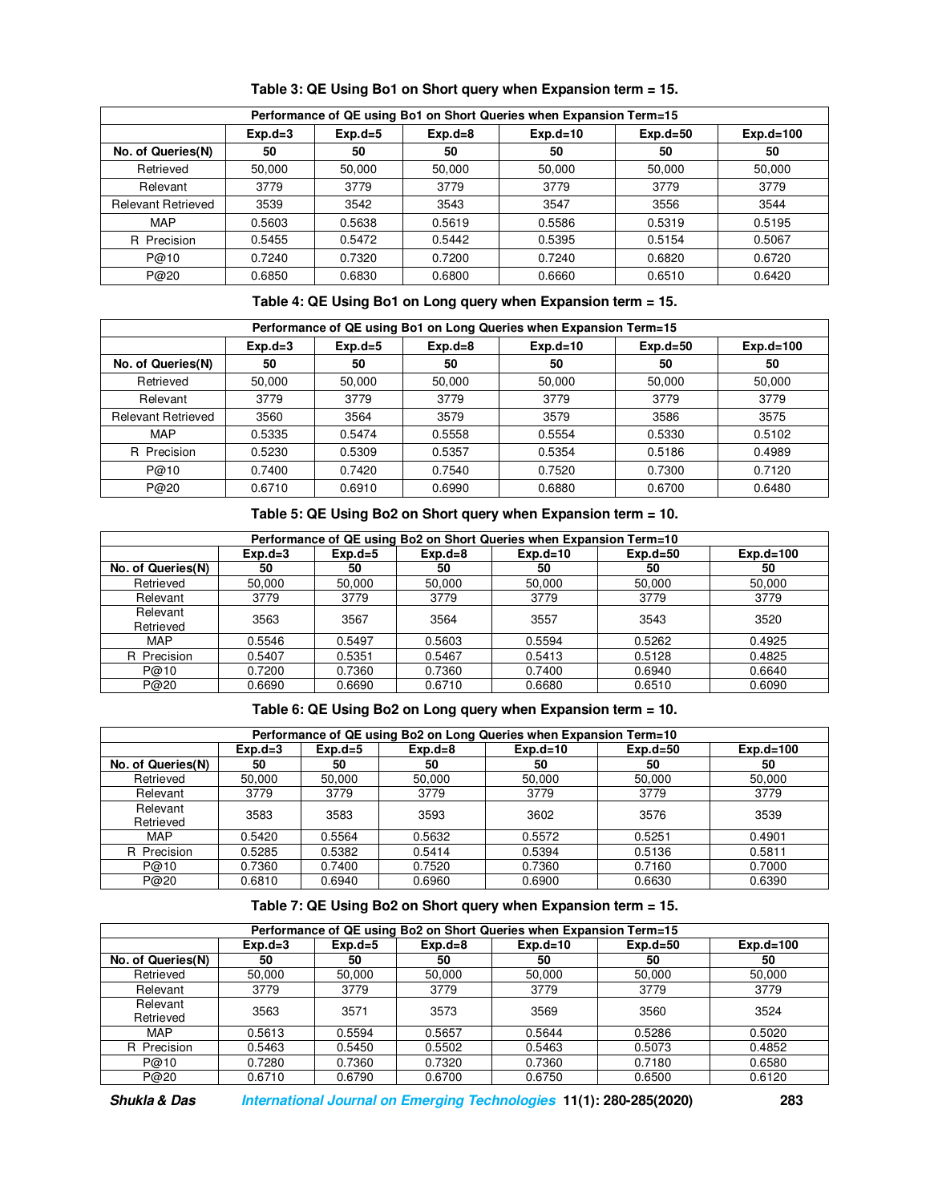**Table 3: QE Using Bo1 on Short query when Expansion term = 15.**

| Performance of QE using Bo1 on Short Queries when Expansion Term=15 | | | | | | |
|---|---|---|---|---|---|---|
| | **Exp.d=3** | **Exp.d=5** | **Exp.d=8** | **Exp.d=10** | **Exp.d=50** | **Exp.d=100** |
| **No. of Queries(N)** | **50** | **50** | **50** | **50** | **50** | **50** |
| Retrieved | 50,000 | 50,000 | 50,000 | 50,000 | 50,000 | 50,000 |
| Relevant | 3779 | 3779 | 3779 | 3779 | 3779 | 3779 |
| Relevant Retrieved | 3539 | 3542 | 3543 | 3547 | 3556 | 3544 |
| MAP | 0.5603 | 0.5638 | 0.5619 | 0.5586 | 0.5319 | 0.5195 |
| R Precision | 0.5455 | 0.5472 | 0.5442 | 0.5395 | 0.5154 | 0.5067 |
| P@10 | 0.7240 | 0.7320 | 0.7200 | 0.7240 | 0.6820 | 0.6720 |
| P@20 | 0.6850 | 0.6830 | 0.6800 | 0.6660 | 0.6510 | 0.6420 |

**Table 4: QE Using Bo1 on Long query when Expansion term = 15.**

| Performance of QE using Bo1 on Long Queries when Expansion Term=15 | | | | | | |
|---|---|---|---|---|---|---|
| | **Exp.d=3** | **Exp.d=5** | **Exp.d=8** | **Exp.d=10** | **Exp.d=50** | **Exp.d=100** |
| **No. of Queries(N)** | **50** | **50** | **50** | **50** | **50** | **50** |
| Retrieved | 50,000 | 50,000 | 50,000 | 50,000 | 50,000 | 50,000 |
| Relevant | 3779 | 3779 | 3779 | 3779 | 3779 | 3779 |
| Relevant Retrieved | 3560 | 3564 | 3579 | 3579 | 3586 | 3575 |
| MAP | 0.5335 | 0.5474 | 0.5558 | 0.5554 | 0.5330 | 0.5102 |
| R Precision | 0.5230 | 0.5309 | 0.5357 | 0.5354 | 0.5186 | 0.4989 |
| P@10 | 0.7400 | 0.7420 | 0.7540 | 0.7520 | 0.7300 | 0.7120 |
| P@20 | 0.6710 | 0.6910 | 0.6990 | 0.6880 | 0.6700 | 0.6480 |

**Table 5: QE Using Bo2 on Short query when Expansion term = 10.**

| Performance of QE using Bo2 on Short Queries when Expansion Term=10 | | | | | | |
|---|---|---|---|---|---|---|
| | **Exp.d=3** | **Exp.d=5** | **Exp.d=8** | **Exp.d=10** | **Exp.d=50** | **Exp.d=100** |
| **No. of Queries(N)** | **50** | **50** | **50** | **50** | **50** | **50** |
| Retrieved | 50,000 | 50,000 | 50,000 | 50,000 | 50,000 | 50,000 |
| Relevant | 3779 | 3779 | 3779 | 3779 | 3779 | 3779 |
| Relevant Retrieved | 3563 | 3567 | 3564 | 3557 | 3543 | 3520 |
| MAP | 0.5546 | 0.5497 | 0.5603 | 0.5594 | 0.5262 | 0.4925 |
| R Precision | 0.5407 | 0.5351 | 0.5467 | 0.5413 | 0.5128 | 0.4825 |
| P@10 | 0.7200 | 0.7360 | 0.7360 | 0.7400 | 0.6940 | 0.6640 |
| P@20 | 0.6690 | 0.6690 | 0.6710 | 0.6680 | 0.6510 | 0.6090 |

**Table 6: QE Using Bo2 on Long query when Expansion term = 10.**

| Performance of QE using Bo2 on Long Queries when Expansion Term=10 | | | | | | |
|---|---|---|---|---|---|---|
| | **Exp.d=3** | **Exp.d=5** | **Exp.d=8** | **Exp.d=10** | **Exp.d=50** | **Exp.d=100** |
| **No. of Queries(N)** | **50** | **50** | **50** | **50** | **50** | **50** |
| Retrieved | 50,000 | 50,000 | 50,000 | 50,000 | 50,000 | 50,000 |
| Relevant | 3779 | 3779 | 3779 | 3779 | 3779 | 3779 |
| Relevant Retrieved | 3583 | 3583 | 3593 | 3602 | 3576 | 3539 |
| MAP | 0.5420 | 0.5564 | 0.5632 | 0.5572 | 0.5251 | 0.4901 |
| R Precision | 0.5285 | 0.5382 | 0.5414 | 0.5394 | 0.5136 | 0.5811 |
| P@10 | 0.7360 | 0.7400 | 0.7520 | 0.7360 | 0.7160 | 0.7000 |
| P@20 | 0.6810 | 0.6940 | 0.6960 | 0.6900 | 0.6630 | 0.6390 |

**Table 7: QE Using Bo2 on Short query when Expansion term = 15.**

| Performance of QE using Bo2 on Short Queries when Expansion Term=15 | | | | | | |
|---|---|---|---|---|---|---|
| | **Exp.d=3** | **Exp.d=5** | **Exp.d=8** | **Exp.d=10** | **Exp.d=50** | **Exp.d=100** |
| **No. of Queries(N)** | **50** | **50** | **50** | **50** | **50** | **50** |
| Retrieved | 50,000 | 50,000 | 50,000 | 50,000 | 50,000 | 50,000 |
| Relevant | 3779 | 3779 | 3779 | 3779 | 3779 | 3779 |
| Relevant Retrieved | 3563 | 3571 | 3573 | 3569 | 3560 | 3524 |
| MAP | 0.5613 | 0.5594 | 0.5657 | 0.5644 | 0.5286 | 0.5020 |
| R Precision | 0.5463 | 0.5450 | 0.5502 | 0.5463 | 0.5073 | 0.4852 |
| P@10 | 0.7280 | 0.7360 | 0.7320 | 0.7360 | 0.7180 | 0.6580 |
| P@20 | 0.6710 | 0.6790 | 0.6700 | 0.6750 | 0.6500 | 0.6120 |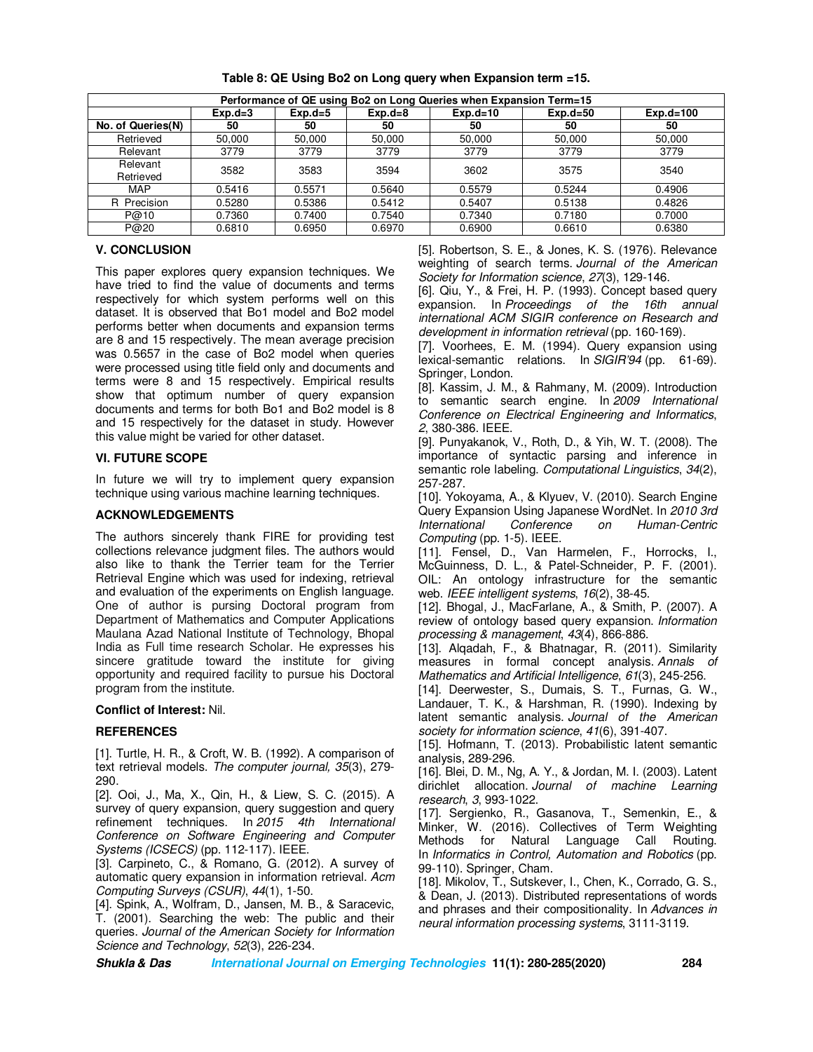**Table 8: QE Using Bo2 on Long query when Expansion term =15.**

| Performance of QE using Bo2 on Long Queries when Expansion Term=15 | | | | | | |
|---|---|---|---|---|---|---|
| | Exp.d=3 | Exp.d=5 | Exp.d=8 | Exp.d=10 | Exp.d=50 | Exp.d=100 |
| **No. of Queries(N)** | **50** | **50** | **50** | **50** | **50** | **50** |
| Retrieved | 50,000 | 50,000 | 50,000 | 50,000 | 50,000 | 50,000 |
| Relevant | 3779 | 3779 | 3779 | 3779 | 3779 | 3779 |
| Relevant Retrieved | 3582 | 3583 | 3594 | 3602 | 3575 | 3540 |
| MAP | 0.5416 | 0.5571 | 0.5640 | 0.5579 | 0.5244 | 0.4906 |
| R Precision | 0.5280 | 0.5386 | 0.5412 | 0.5407 | 0.5138 | 0.4826 |
| P@10 | 0.7360 | 0.7400 | 0.7540 | 0.7340 | 0.7180 | 0.7000 |
| P@20 | 0.6810 | 0.6950 | 0.6970 | 0.6900 | 0.6610 | 0.6380 |

## V. CONCLUSION

This paper explores query expansion techniques. We have tried to find the value of documents and terms respectively for which system performs well on this dataset. It is observed that Bo1 model and Bo2 model performs better when documents and expansion terms are 8 and 15 respectively. The mean average precision was 0.5657 in the case of Bo2 model when queries were processed using title field only and documents and terms were 8 and 15 respectively. Empirical results show that optimum number of query expansion documents and terms for both Bo1 and Bo2 model is 8 and 15 respectively for the dataset in study. However this value might be varied for other dataset.

## VI. FUTURE SCOPE

In future we will try to implement query expansion technique using various machine learning techniques.

## ACKNOWLEDGEMENTS

The authors sincerely thank FIRE for providing test collections relevance judgment files. The authors would also like to thank the Terrier team for the Terrier Retrieval Engine which was used for indexing, retrieval and evaluation of the experiments on English language. One of author is pursing Doctoral program from Department of Mathematics and Computer Applications Maulana Azad National Institute of Technology, Bhopal India as Full time research Scholar. He expresses his sincere gratitude toward the institute for giving opportunity and required facility to pursue his Doctoral program from the institute.

**Conflict of Interest:** Nil.

## REFERENCES

[1]. Turtle, H. R., & Croft, W. B. (1992). A comparison of text retrieval models. *The computer journal, 35*(3), 279-290.

[2]. Ooi, J., Ma, X., Qin, H., & Liew, S. C. (2015). A survey of query expansion, query suggestion and query refinement techniques. In *2015 4th International Conference on Software Engineering and Computer Systems (ICSECS)* (pp. 112-117). IEEE.

[3]. Carpineto, C., & Romano, G. (2012). A survey of automatic query expansion in information retrieval. *Acm Computing Surveys (CSUR)*, *44*(1), 1-50.

[4]. Spink, A., Wolfram, D., Jansen, M. B., & Saracevic, T. (2001). Searching the web: The public and their queries. *Journal of the American Society for Information Science and Technology*, *52*(3), 226-234.

[5]. Robertson, S. E., & Jones, K. S. (1976). Relevance weighting of search terms. *Journal of the American Society for Information science*, *27*(3), 129-146.

[6]. Qiu, Y., & Frei, H. P. (1993). Concept based query expansion. In *Proceedings of the 16th annual international ACM SIGIR conference on Research and development in information retrieval* (pp. 160-169).

[7]. Voorhees, E. M. (1994). Query expansion using lexical-semantic relations. In *SIGIR'94* (pp. 61-69). Springer, London.

[8]. Kassim, J. M., & Rahmany, M. (2009). Introduction to semantic search engine. In *2009 International Conference on Electrical Engineering and Informatics*, *2*, 380-386. IEEE.

[9]. Punyakanok, V., Roth, D., & Yih, W. T. (2008). The importance of syntactic parsing and inference in semantic role labeling. *Computational Linguistics*, *34*(2), 257-287.

[10]. Yokoyama, A., & Klyuev, V. (2010). Search Engine Query Expansion Using Japanese WordNet. In *2010 3rd International Conference on Human-Centric Computing* (pp. 1-5). IEEE.

[11]. Fensel, D., Van Harmelen, F., Horrocks, I., McGuinness, D. L., & Patel-Schneider, P. F. (2001). OIL: An ontology infrastructure for the semantic web. *IEEE intelligent systems*, *16*(2), 38-45.

[12]. Bhogal, J., MacFarlane, A., & Smith, P. (2007). A review of ontology based query expansion. *Information processing & management*, *43*(4), 866-886.

[13]. Alqadah, F., & Bhatnagar, R. (2011). Similarity measures in formal concept analysis. *Annals of Mathematics and Artificial Intelligence*, *61*(3), 245-256.

[14]. Deerwester, S., Dumais, S. T., Furnas, G. W., Landauer, T. K., & Harshman, R. (1990). Indexing by latent semantic analysis. *Journal of the American society for information science*, *41*(6), 391-407.

[15]. Hofmann, T. (2013). Probabilistic latent semantic analysis, 289-296.

[16]. Blei, D. M., Ng, A. Y., & Jordan, M. I. (2003). Latent dirichlet allocation. *Journal of machine Learning research*, *3*, 993-1022.

[17]. Sergienko, R., Gasanova, T., Semenkin, E., & Minker, W. (2016). Collectives of Term Weighting Methods for Natural Language Call Routing. In *Informatics in Control, Automation and Robotics* (pp. 99-110). Springer, Cham.

[18]. Mikolov, T., Sutskever, I., Chen, K., Corrado, G. S., & Dean, J. (2013). Distributed representations of words and phrases and their compositionality. In *Advances in neural information processing systems*, 3111-3119.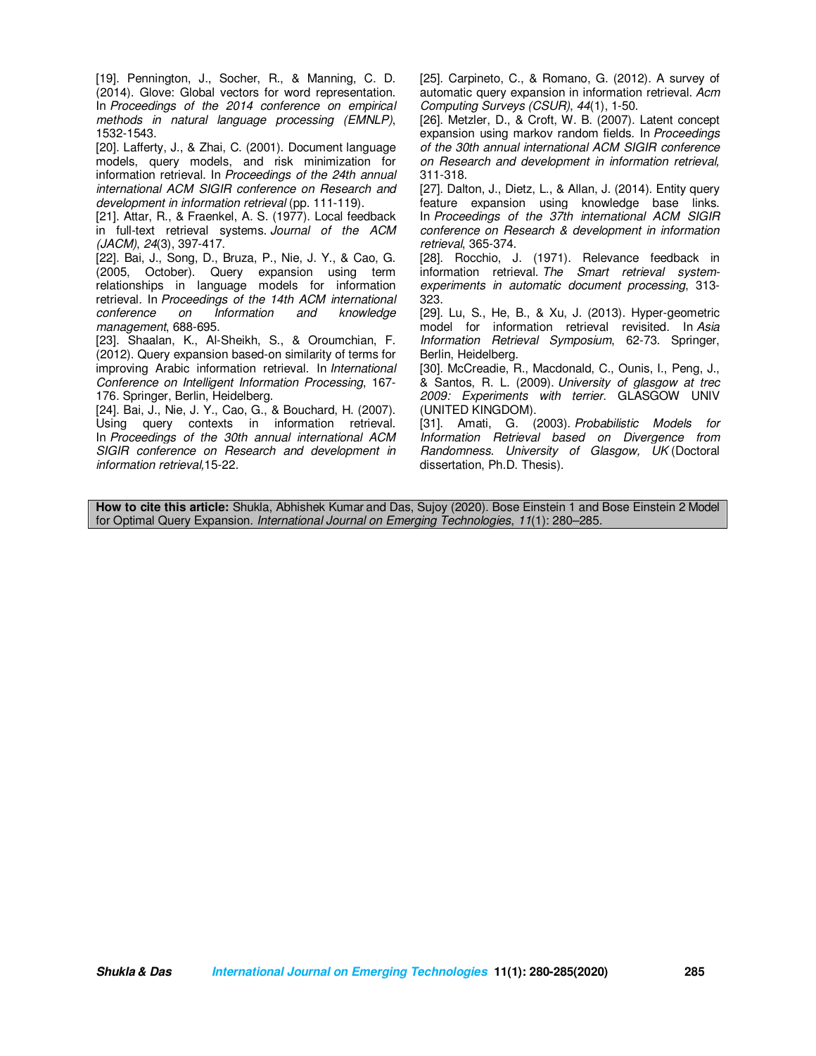[19]. Pennington, J., Socher, R., & Manning, C. D. (2014). Glove: Global vectors for word representation. In *Proceedings of the 2014 conference on empirical methods in natural language processing (EMNLP)*, 1532-1543.

[20]. Lafferty, J., & Zhai, C. (2001). Document language models, query models, and risk minimization for information retrieval. In *Proceedings of the 24th annual international ACM SIGIR conference on Research and development in information retrieval* (pp. 111-119).

[21]. Attar, R., & Fraenkel, A. S. (1977). Local feedback in full-text retrieval systems. *Journal of the ACM (JACM)*, *24*(3), 397-417.

[22]. Bai, J., Song, D., Bruza, P., Nie, J. Y., & Cao, G. (2005, October). Query expansion using term relationships in language models for information retrieval. In *Proceedings of the 14th ACM international conference on Information and knowledge management*, 688-695.

[23]. Shaalan, K., Al-Sheikh, S., & Oroumchian, F. (2012). Query expansion based-on similarity of terms for improving Arabic information retrieval. In *International Conference on Intelligent Information Processing*, 167-176. Springer, Berlin, Heidelberg.

[24]. Bai, J., Nie, J. Y., Cao, G., & Bouchard, H. (2007). Using query contexts in information retrieval. In *Proceedings of the 30th annual international ACM SIGIR conference on Research and development in information retrieval,*15-22.

[25]. Carpineto, C., & Romano, G. (2012). A survey of automatic query expansion in information retrieval. *Acm Computing Surveys (CSUR)*, *44*(1), 1-50.

[26]. Metzler, D., & Croft, W. B. (2007). Latent concept expansion using markov random fields. In *Proceedings of the 30th annual international ACM SIGIR conference on Research and development in information retrieval,* 311-318.

[27]. Dalton, J., Dietz, L., & Allan, J. (2014). Entity query feature expansion using knowledge base links. In *Proceedings of the 37th international ACM SIGIR conference on Research & development in information retrieval*, 365-374.

[28]. Rocchio, J. (1971). Relevance feedback in information retrieval. *The Smart retrieval system-experiments in automatic document processing*, 313-323.

[29]. Lu, S., He, B., & Xu, J. (2013). Hyper-geometric model for information retrieval revisited. In *Asia Information Retrieval Symposium*, 62-73. Springer, Berlin, Heidelberg.

[30]. McCreadie, R., Macdonald, C., Ounis, I., Peng, J., & Santos, R. L. (2009). *University of glasgow at trec 2009: Experiments with terrier*. GLASGOW UNIV (UNITED KINGDOM).

[31]. Amati, G. (2003). *Probabilistic Models for Information Retrieval based on Divergence from Randomness. University of Glasgow, UK* (Doctoral dissertation, Ph.D. Thesis).

**How to cite this article:** Shukla, Abhishek Kumar and Das, Sujoy (2020). Bose Einstein 1 and Bose Einstein 2 Model for Optimal Query Expansion. *International Journal on Emerging Technologies*, *11*(1): 280–285.